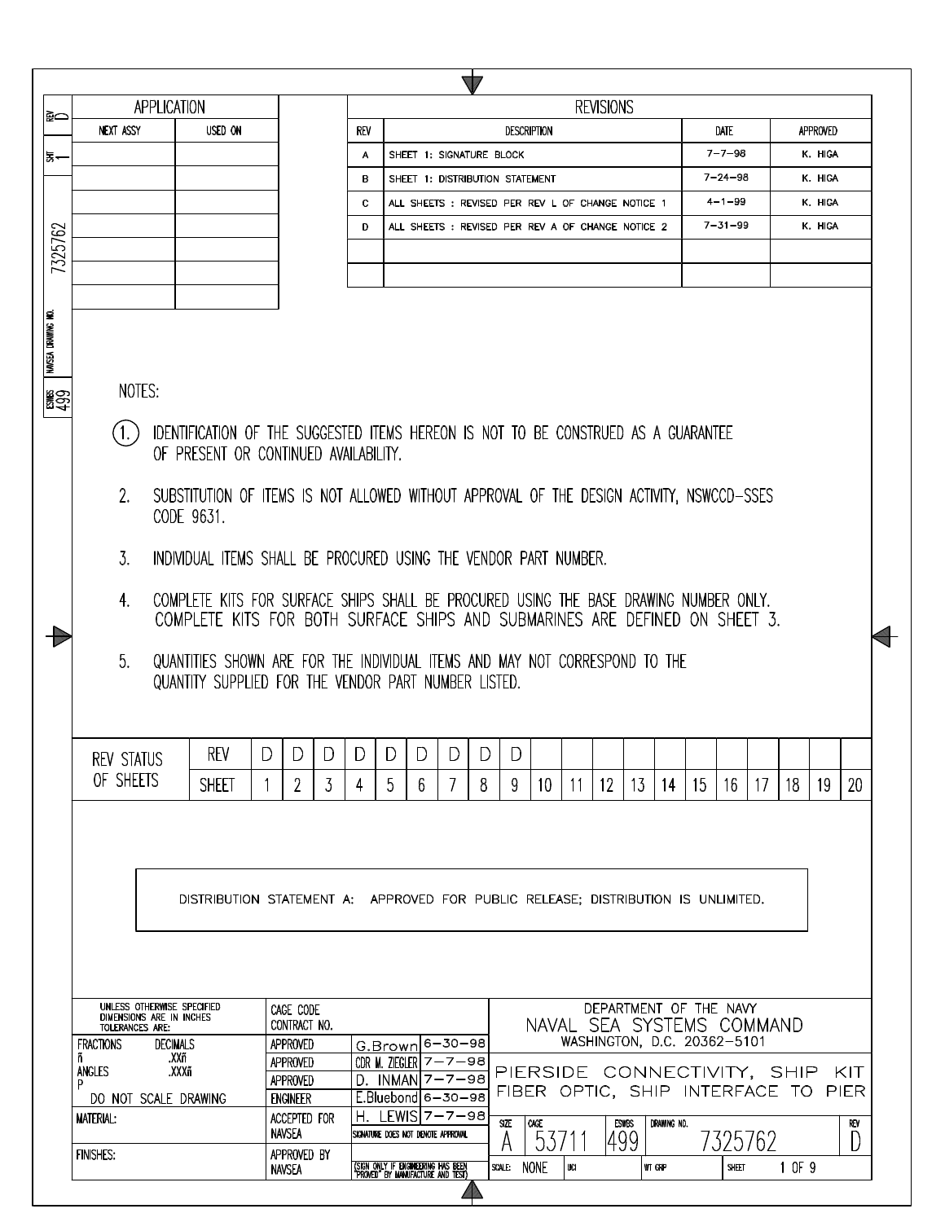| REV | SHT | NAVSEA DRAWING NO. | ESWBS |
|---|---|---|---|
| D | 1 | 7325762 | 499 |

## APPLICATION

| NEXT ASSY | USED ON |
|---|---|
| | |
| | |
| | |
| | |
| | |
| | |
| | |

## REVISIONS

| REV | DESCRIPTION | DATE | APPROVED |
|---|---|---|---|
| A | SHEET 1: SIGNATURE BLOCK | 7-7-98 | K. HIGA |
| B | SHEET 1: DISTRIBUTION STATEMENT | 7-24-98 | K. HIGA |
| C | ALL SHEETS : REVISED PER REV L OF CHANGE NOTICE 1 | 4-1-99 | K. HIGA |
| D | ALL SHEETS : REVISED PER REV A OF CHANGE NOTICE 2 | 7-31-99 | K. HIGA |
| | | | |
| | | | |

NOTES:

1. IDENTIFICATION OF THE SUGGESTED ITEMS HEREON IS NOT TO BE CONSTRUED AS A GUARANTEE OF PRESENT OR CONTINUED AVAILABILITY.
2. SUBSTITUTION OF ITEMS IS NOT ALLOWED WITHOUT APPROVAL OF THE DESIGN ACTIVITY, NSWCCD-SSES CODE 9631.
3. INDIVIDUAL ITEMS SHALL BE PROCURED USING THE VENDOR PART NUMBER.
4. COMPLETE KITS FOR SURFACE SHIPS SHALL BE PROCURED USING THE BASE DRAWING NUMBER ONLY. COMPLETE KITS FOR BOTH SURFACE SHIPS AND SUBMARINES ARE DEFINED ON SHEET 3.
5. QUANTITIES SHOWN ARE FOR THE INDIVIDUAL ITEMS AND MAY NOT CORRESPOND TO THE QUANTITY SUPPLIED FOR THE VENDOR PART NUMBER LISTED.

| REV STATUS OF SHEETS | REV | D | D | D | D | D | D | D | D | D | | | | | | | | | | | |
|---|---|---|---|---|---|---|---|---|---|---|---|---|---|---|---|---|---|---|---|---|---|
| | SHEET | 1 | 2 | 3 | 4 | 5 | 6 | 7 | 8 | 9 | 10 | 11 | 12 | 13 | 14 | 15 | 16 | 17 | 18 | 19 | 20 |

DISTRIBUTION STATEMENT A: APPROVED FOR PUBLIC RELEASE; DISTRIBUTION IS UNLIMITED.

| UNLESS OTHERWISE SPECIFIED DIMENSIONS ARE IN INCHES TOLERANCES ARE: | CAGE CODE CONTRACT NO. | | |
|---|---|---|---|
| FRACTIONS ñ / DECIMALS .XXñ .XXXñ / ANGLES P | APPROVED | G.Brown | 6-30-98 |
| | APPROVED | CDR M. ZIEGLER | 7-7-98 |
| | APPROVED | D. INMAN | 7-7-98 |
| DO NOT SCALE DRAWING | ENGINEER | E.Bluebond | 6-30-98 |
| MATERIAL: | ACCEPTED FOR NAVSEA | H. LEWIS | 7-7-98 |
| | | SIGNATURE DOES NOT DENOTE APPROVAL | |
| FINISHES: | APPROVED BY NAVSEA | (SIGN ONLY IF ENGINEERING HAS BEEN "PROVED" BY MANUFACTURE AND TEST) | |

DEPARTMENT OF THE NAVY
NAVAL SEA SYSTEMS COMMAND
WASHINGTON, D.C. 20362-5101

PIERSIDE CONNECTIVITY, SHIP KIT
FIBER OPTIC, SHIP INTERFACE TO PIER

| SIZE | CAGE | ESWBS | DRAWING NO. | REV |
|---|---|---|---|---|
| A | 53711 | 499 | 7325762 | D |

| SCALE: | UCI | WT GRP | SHEET |
|---|---|---|---|
| NONE | | | 1 OF 9 |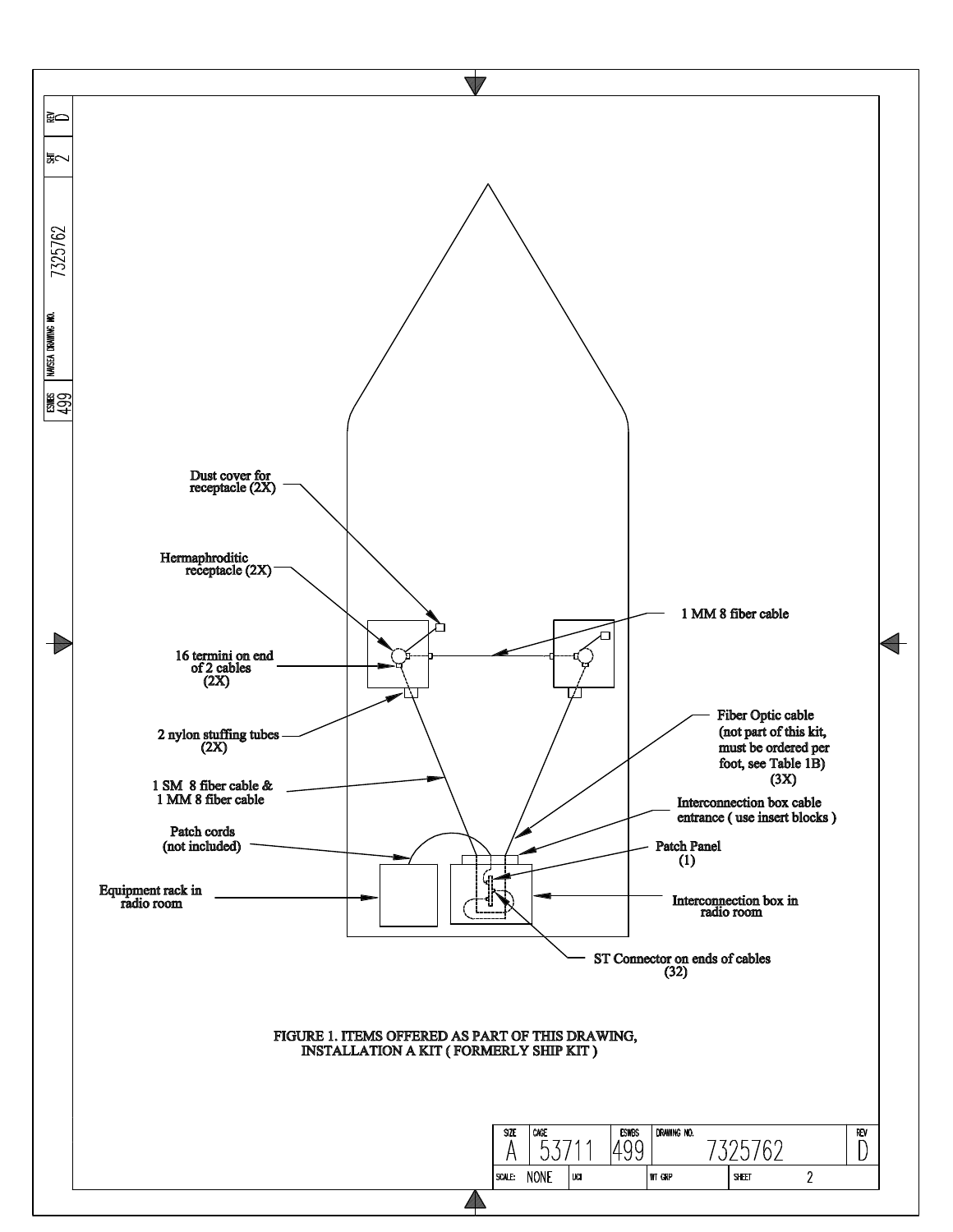Dust cover for receptacle (2X)

Hermaphroditic receptacle (2X)

16 termini on end of 2 cables (2X)

2 nylon stuffing tubes (2X)

1 SM 8 fiber cable & 1 MM 8 fiber cable

Patch cords (not included)

Equipment rack in radio room

1 MM 8 fiber cable

Fiber Optic cable (not part of this kit, must be ordered per foot, see Table 1B) (3X)

Interconnection box cable entrance ( use insert blocks )

Patch Panel (1)

Interconnection box in radio room

ST Connector on ends of cables (32)

FIGURE 1. ITEMS OFFERED AS PART OF THIS DRAWING, INSTALLATION A KIT ( FORMERLY SHIP KIT )

| SIZE | CAGE | ESWBS | DRAWING NO. | REV |
|---|---|---|---|---|
| A | 53711 | 499 | 7325762 | D |
| SCALE: NONE | UCI | WT GRP | SHEET 2 | |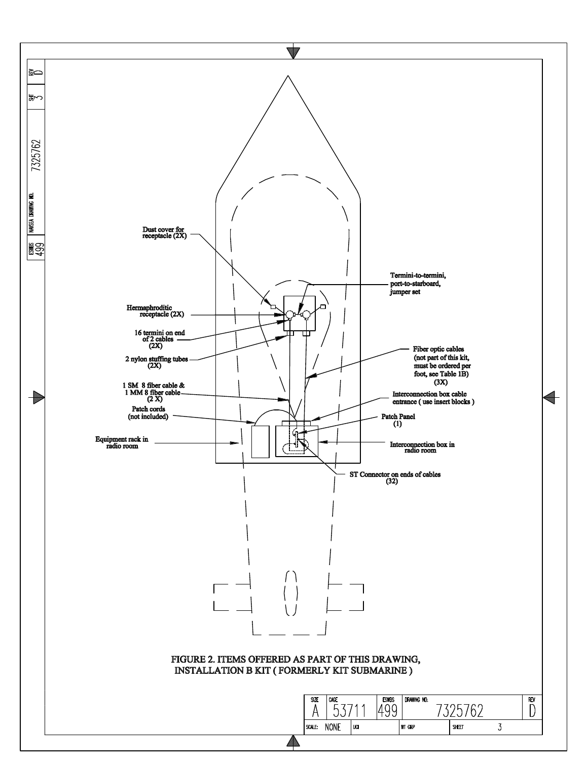Dust cover for receptacle (2X)

Termini-to-termini, port-to-starboard, jumper set

Hermaphroditic receptacle (2X)

16 termini on end of 2 cables (2X)

2 nylon stuffing tubes (2X)

Fiber optic cables (not part of this kit, must be ordered per foot, see Table 1B) (3X)

1 SM 8 fiber cable & 1 MM 8 fiber cable (2 X)

Interconnection box cable entrance ( use insert blocks )

Patch cords (not included)

Patch Panel (1)

Equipment rack in radio room

Interconnection box in radio room

ST Connector on ends of cables (32)

FIGURE 2. ITEMS OFFERED AS PART OF THIS DRAWING, INSTALLATION B KIT ( FORMERLY KIT SUBMARINE )

| SIZE | CAGE | ESWBS | DRAWING NO. | REV |
| --- | --- | --- | --- | --- |
| A | 53711 | 499 | 7325762 | D |
| SCALE: NONE | UCI | WT GRP | SHEET 3 | |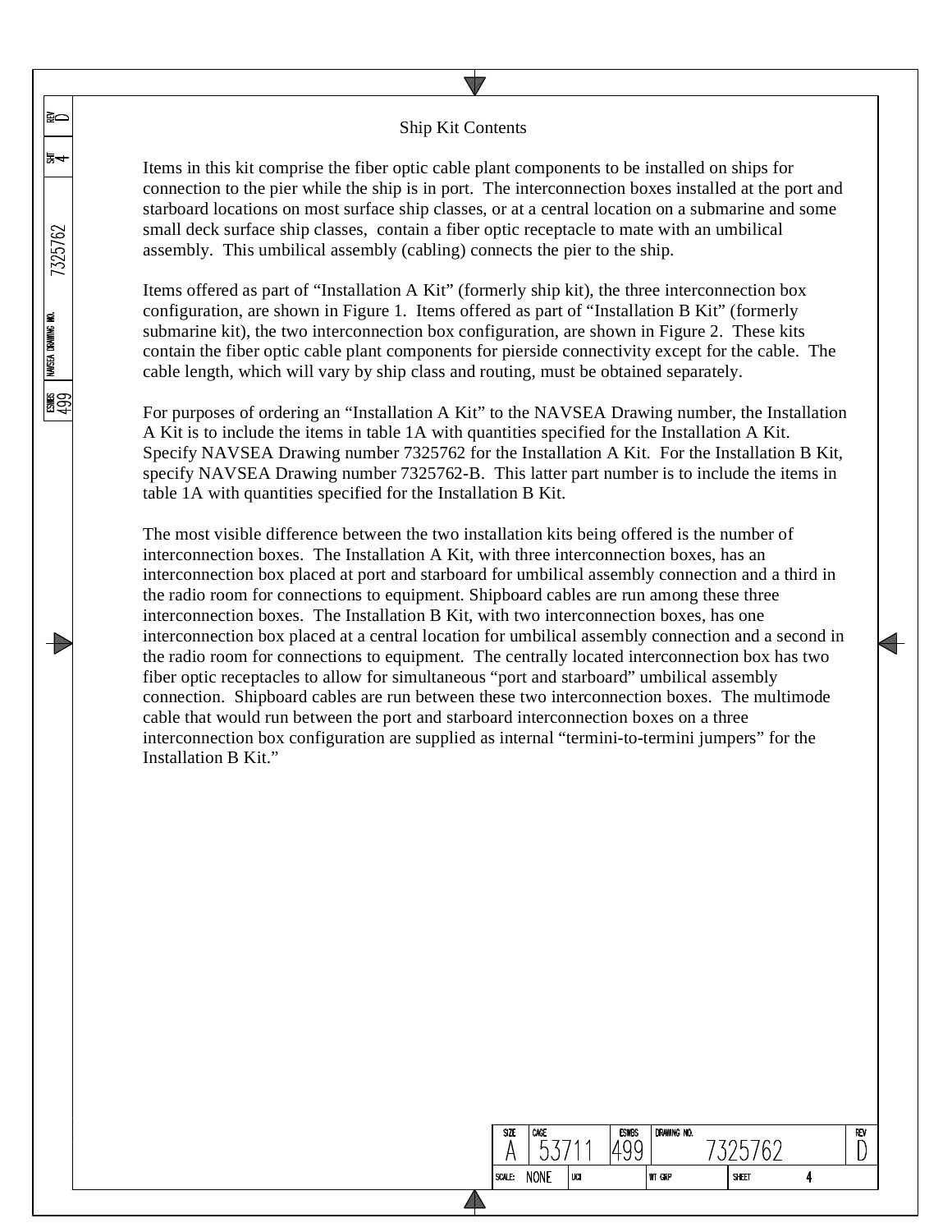## Ship Kit Contents

Items in this kit comprise the fiber optic cable plant components to be installed on ships for connection to the pier while the ship is in port. The interconnection boxes installed at the port and starboard locations on most surface ship classes, or at a central location on a submarine and some small deck surface ship classes, contain a fiber optic receptacle to mate with an umbilical assembly. This umbilical assembly (cabling) connects the pier to the ship.

Items offered as part of "Installation A Kit" (formerly ship kit), the three interconnection box configuration, are shown in Figure 1. Items offered as part of "Installation B Kit" (formerly submarine kit), the two interconnection box configuration, are shown in Figure 2. These kits contain the fiber optic cable plant components for pierside connectivity except for the cable. The cable length, which will vary by ship class and routing, must be obtained separately.

For purposes of ordering an "Installation A Kit" to the NAVSEA Drawing number, the Installation A Kit is to include the items in table 1A with quantities specified for the Installation A Kit. Specify NAVSEA Drawing number 7325762 for the Installation A Kit. For the Installation B Kit, specify NAVSEA Drawing number 7325762-B. This latter part number is to include the items in table 1A with quantities specified for the Installation B Kit.

The most visible difference between the two installation kits being offered is the number of interconnection boxes. The Installation A Kit, with three interconnection boxes, has an interconnection box placed at port and starboard for umbilical assembly connection and a third in the radio room for connections to equipment. Shipboard cables are run among these three interconnection boxes. The Installation B Kit, with two interconnection boxes, has one interconnection box placed at a central location for umbilical assembly connection and a second in the radio room for connections to equipment. The centrally located interconnection box has two fiber optic receptacles to allow for simultaneous "port and starboard" umbilical assembly connection. Shipboard cables are run between these two interconnection boxes. The multimode cable that would run between the port and starboard interconnection boxes on a three interconnection box configuration are supplied as internal "termini-to-termini jumpers" for the Installation B Kit."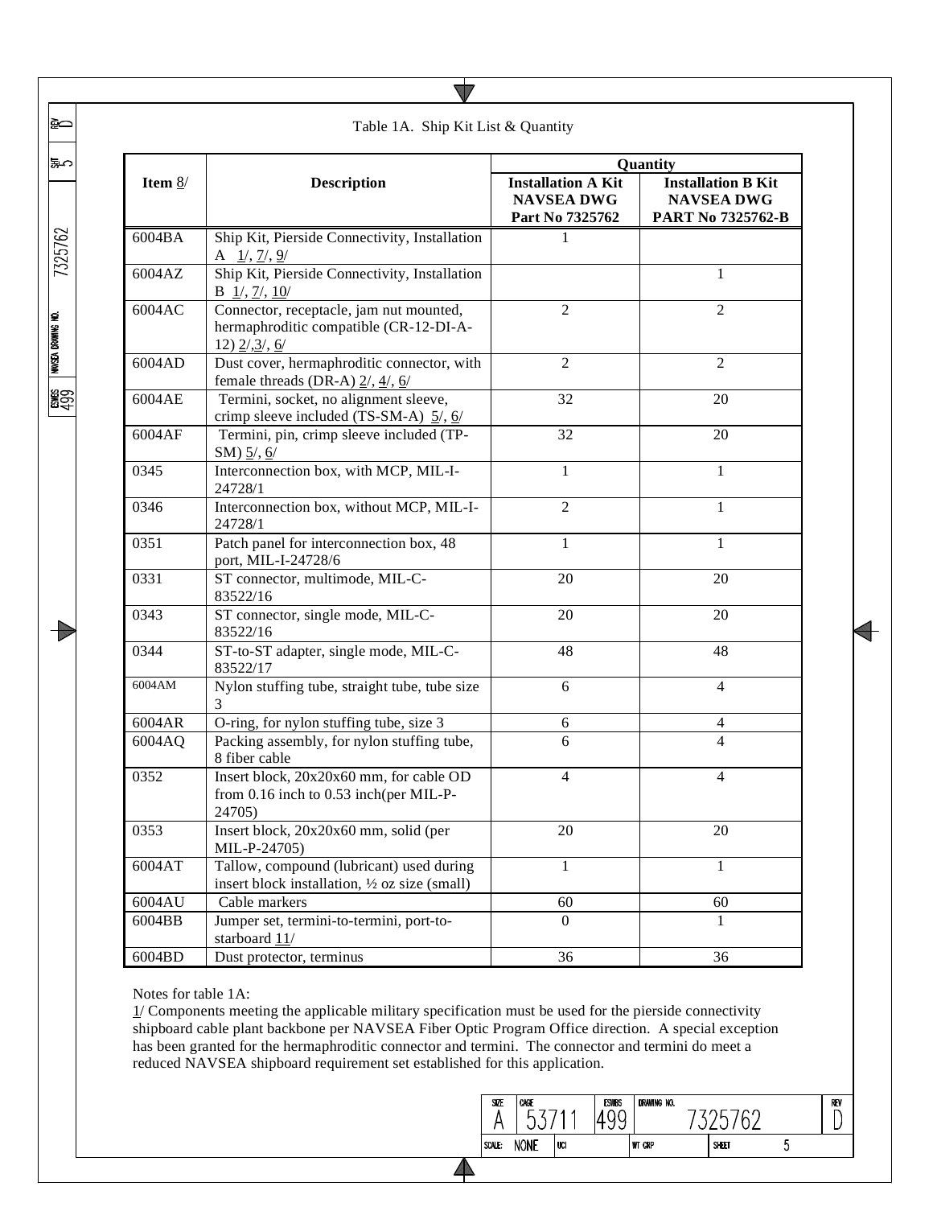Table 1A. Ship Kit List & Quantity

| Item 8/ | Description | Quantity | |
|---|---|---|---|
| | | Installation A Kit NAVSEA DWG Part No 7325762 | Installation B Kit NAVSEA DWG PART No 7325762-B |
| 6004BA | Ship Kit, Pierside Connectivity, Installation A 1/, 7/, 9/ | 1 | |
| 6004AZ | Ship Kit, Pierside Connectivity, Installation B 1/, 7/, 10/ | | 1 |
| 6004AC | Connector, receptacle, jam nut mounted, hermaphroditic compatible (CR-12-DI-A-12) 2/,3/, 6/ | 2 | 2 |
| 6004AD | Dust cover, hermaphroditic connector, with female threads (DR-A) 2/, 4/, 6/ | 2 | 2 |
| 6004AE | Termini, socket, no alignment sleeve, crimp sleeve included (TS-SM-A) 5/, 6/ | 32 | 20 |
| 6004AF | Termini, pin, crimp sleeve included (TP-SM) 5/, 6/ | 32 | 20 |
| 0345 | Interconnection box, with MCP, MIL-I-24728/1 | 1 | 1 |
| 0346 | Interconnection box, without MCP, MIL-I-24728/1 | 2 | 1 |
| 0351 | Patch panel for interconnection box, 48 port, MIL-I-24728/6 | 1 | 1 |
| 0331 | ST connector, multimode, MIL-C-83522/16 | 20 | 20 |
| 0343 | ST connector, single mode, MIL-C-83522/16 | 20 | 20 |
| 0344 | ST-to-ST adapter, single mode, MIL-C-83522/17 | 48 | 48 |
| 6004AM | Nylon stuffing tube, straight tube, tube size 3 | 6 | 4 |
| 6004AR | O-ring, for nylon stuffing tube, size 3 | 6 | 4 |
| 6004AQ | Packing assembly, for nylon stuffing tube, 8 fiber cable | 6 | 4 |
| 0352 | Insert block, 20x20x60 mm, for cable OD from 0.16 inch to 0.53 inch(per MIL-P-24705) | 4 | 4 |
| 0353 | Insert block, 20x20x60 mm, solid (per MIL-P-24705) | 20 | 20 |
| 6004AT | Tallow, compound (lubricant) used during insert block installation, ½ oz size (small) | 1 | 1 |
| 6004AU | Cable markers | 60 | 60 |
| 6004BB | Jumper set, termini-to-termini, port-to-starboard 11/ | 0 | 1 |
| 6004BD | Dust protector, terminus | 36 | 36 |

Notes for table 1A:

1/ Components meeting the applicable military specification must be used for the pierside connectivity shipboard cable plant backbone per NAVSEA Fiber Optic Program Office direction. A special exception has been granted for the hermaphroditic connector and termini. The connector and termini do meet a reduced NAVSEA shipboard requirement set established for this application.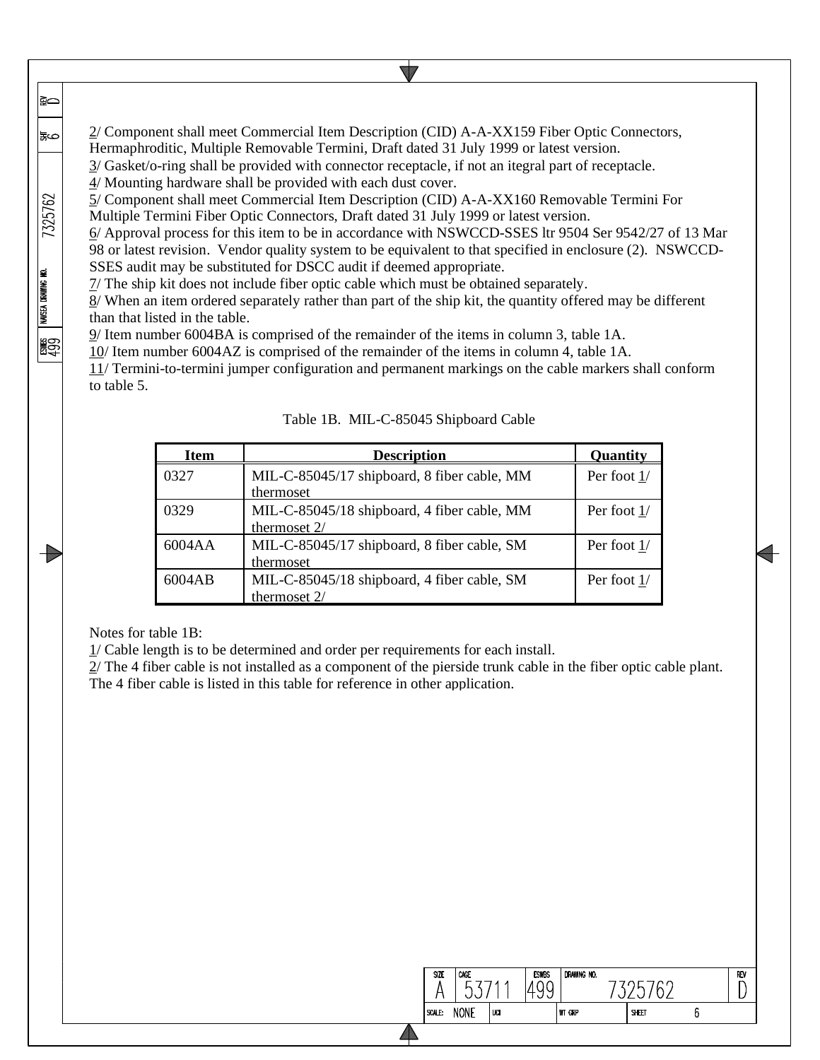2/ Component shall meet Commercial Item Description (CID) A-A-XX159 Fiber Optic Connectors, Hermaphroditic, Multiple Removable Termini, Draft dated 31 July 1999 or latest version.
3/ Gasket/o-ring shall be provided with connector receptacle, if not an itegral part of receptacle.
4/ Mounting hardware shall be provided with each dust cover.
5/ Component shall meet Commercial Item Description (CID) A-A-XX160 Removable Termini For Multiple Termini Fiber Optic Connectors, Draft dated 31 July 1999 or latest version.
6/ Approval process for this item to be in accordance with NSWCCD-SSES ltr 9504 Ser 9542/27 of 13 Mar 98 or latest revision. Vendor quality system to be equivalent to that specified in enclosure (2). NSWCCD-SSES audit may be substituted for DSCC audit if deemed appropriate.
7/ The ship kit does not include fiber optic cable which must be obtained separately.
8/ When an item ordered separately rather than part of the ship kit, the quantity offered may be different than that listed in the table.
9/ Item number 6004BA is comprised of the remainder of the items in column 3, table 1A.
10/ Item number 6004AZ is comprised of the remainder of the items in column 4, table 1A.
11/ Termini-to-termini jumper configuration and permanent markings on the cable markers shall conform to table 5.

Table 1B. MIL-C-85045 Shipboard Cable

| Item | Description | Quantity |
|---|---|---|
| 0327 | MIL-C-85045/17 shipboard, 8 fiber cable, MM thermoset | Per foot 1/ |
| 0329 | MIL-C-85045/18 shipboard, 4 fiber cable, MM thermoset 2/ | Per foot 1/ |
| 6004AA | MIL-C-85045/17 shipboard, 8 fiber cable, SM thermoset | Per foot 1/ |
| 6004AB | MIL-C-85045/18 shipboard, 4 fiber cable, SM thermoset 2/ | Per foot 1/ |

Notes for table 1B:
1/ Cable length is to be determined and order per requirements for each install.
2/ The 4 fiber cable is not installed as a component of the pierside trunk cable in the fiber optic cable plant. The 4 fiber cable is listed in this table for reference in other application.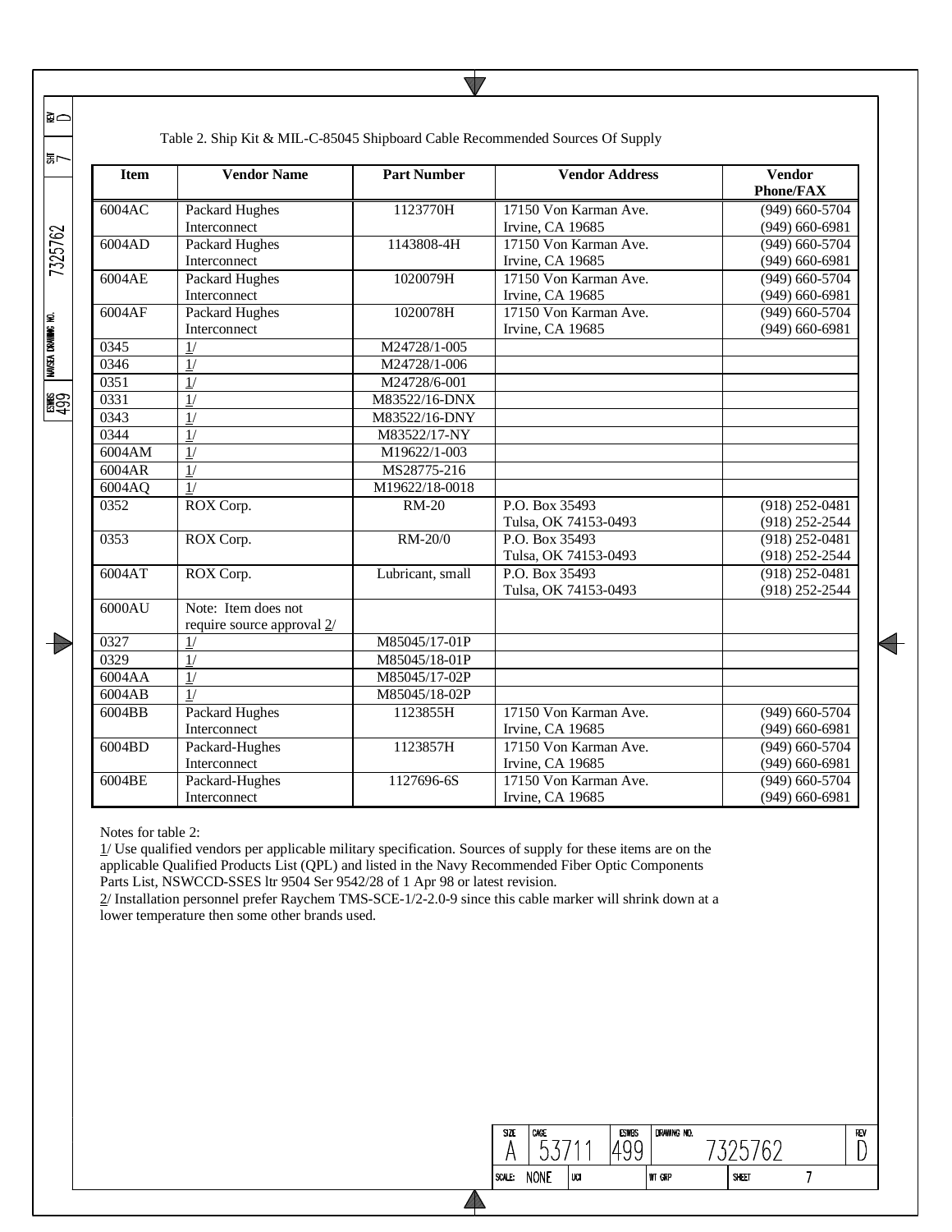Table 2. Ship Kit & MIL-C-85045 Shipboard Cable Recommended Sources Of Supply

| Item | Vendor Name | Part Number | Vendor Address | Vendor Phone/FAX |
|---|---|---|---|---|
| 6004AC | Packard Hughes Interconnect | 1123770H | 17150 Von Karman Ave. Irvine, CA 19685 | (949) 660-5704 (949) 660-6981 |
| 6004AD | Packard Hughes Interconnect | 1143808-4H | 17150 Von Karman Ave. Irvine, CA 19685 | (949) 660-5704 (949) 660-6981 |
| 6004AE | Packard Hughes Interconnect | 1020079H | 17150 Von Karman Ave. Irvine, CA 19685 | (949) 660-5704 (949) 660-6981 |
| 6004AF | Packard Hughes Interconnect | 1020078H | 17150 Von Karman Ave. Irvine, CA 19685 | (949) 660-5704 (949) 660-6981 |
| 0345 | 1/ | M24728/1-005 | | |
| 0346 | 1/ | M24728/1-006 | | |
| 0351 | 1/ | M24728/6-001 | | |
| 0331 | 1/ | M83522/16-DNX | | |
| 0343 | 1/ | M83522/16-DNY | | |
| 0344 | 1/ | M83522/17-NY | | |
| 6004AM | 1/ | M19622/1-003 | | |
| 6004AR | 1/ | MS28775-216 | | |
| 6004AQ | 1/ | M19622/18-0018 | | |
| 0352 | ROX Corp. | RM-20 | P.O. Box 35493 Tulsa, OK 74153-0493 | (918) 252-0481 (918) 252-2544 |
| 0353 | ROX Corp. | RM-20/0 | P.O. Box 35493 Tulsa, OK 74153-0493 | (918) 252-0481 (918) 252-2544 |
| 6004AT | ROX Corp. | Lubricant, small | P.O. Box 35493 Tulsa, OK 74153-0493 | (918) 252-0481 (918) 252-2544 |
| 6000AU | Note: Item does not require source approval 2/ | | | |
| 0327 | 1/ | M85045/17-01P | | |
| 0329 | 1/ | M85045/18-01P | | |
| 6004AA | 1/ | M85045/17-02P | | |
| 6004AB | 1/ | M85045/18-02P | | |
| 6004BB | Packard Hughes Interconnect | 1123855H | 17150 Von Karman Ave. Irvine, CA 19685 | (949) 660-5704 (949) 660-6981 |
| 6004BD | Packard-Hughes Interconnect | 1123857H | 17150 Von Karman Ave. Irvine, CA 19685 | (949) 660-5704 (949) 660-6981 |
| 6004BE | Packard-Hughes Interconnect | 1127696-6S | 17150 Von Karman Ave. Irvine, CA 19685 | (949) 660-5704 (949) 660-6981 |

Notes for table 2:

1/ Use qualified vendors per applicable military specification. Sources of supply for these items are on the applicable Qualified Products List (QPL) and listed in the Navy Recommended Fiber Optic Components Parts List, NSWCCD-SSES ltr 9504 Ser 9542/28 of 1 Apr 98 or latest revision.

2/ Installation personnel prefer Raychem TMS-SCE-1/2-2.0-9 since this cable marker will shrink down at a lower temperature then some other brands used.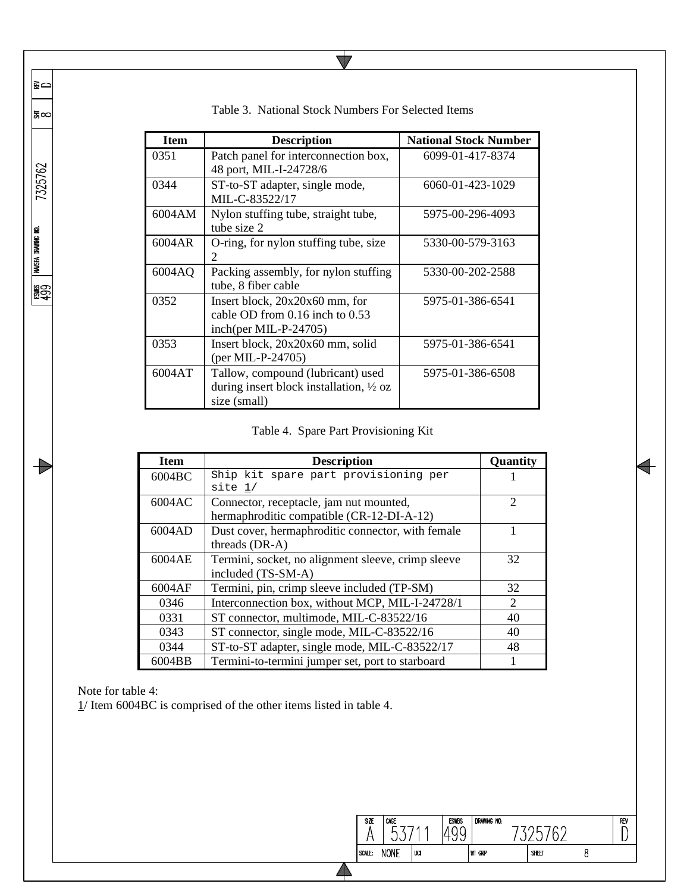Table 3. National Stock Numbers For Selected Items

| Item | Description | National Stock Number |
|---|---|---|
| 0351 | Patch panel for interconnection box, 48 port, MIL-I-24728/6 | 6099-01-417-8374 |
| 0344 | ST-to-ST adapter, single mode, MIL-C-83522/17 | 6060-01-423-1029 |
| 6004AM | Nylon stuffing tube, straight tube, tube size 2 | 5975-00-296-4093 |
| 6004AR | O-ring, for nylon stuffing tube, size 2 | 5330-00-579-3163 |
| 6004AQ | Packing assembly, for nylon stuffing tube, 8 fiber cable | 5330-00-202-2588 |
| 0352 | Insert block, 20x20x60 mm, for cable OD from 0.16 inch to 0.53 inch(per MIL-P-24705) | 5975-01-386-6541 |
| 0353 | Insert block, 20x20x60 mm, solid (per MIL-P-24705) | 5975-01-386-6541 |
| 6004AT | Tallow, compound (lubricant) used during insert block installation, ½ oz size (small) | 5975-01-386-6508 |

Table 4. Spare Part Provisioning Kit

| Item | Description | Quantity |
|---|---|---|
| 6004BC | Ship kit spare part provisioning per site 1/ | 1 |
| 6004AC | Connector, receptacle, jam nut mounted, hermaphroditic compatible (CR-12-DI-A-12) | 2 |
| 6004AD | Dust cover, hermaphroditic connector, with female threads (DR-A) | 1 |
| 6004AE | Termini, socket, no alignment sleeve, crimp sleeve included (TS-SM-A) | 32 |
| 6004AF | Termini, pin, crimp sleeve included (TP-SM) | 32 |
| 0346 | Interconnection box, without MCP, MIL-I-24728/1 | 2 |
| 0331 | ST connector, multimode, MIL-C-83522/16 | 40 |
| 0343 | ST connector, single mode, MIL-C-83522/16 | 40 |
| 0344 | ST-to-ST adapter, single mode, MIL-C-83522/17 | 48 |
| 6004BB | Termini-to-termini jumper set, port to starboard | 1 |

Note for table 4:
1/ Item 6004BC is comprised of the other items listed in table 4.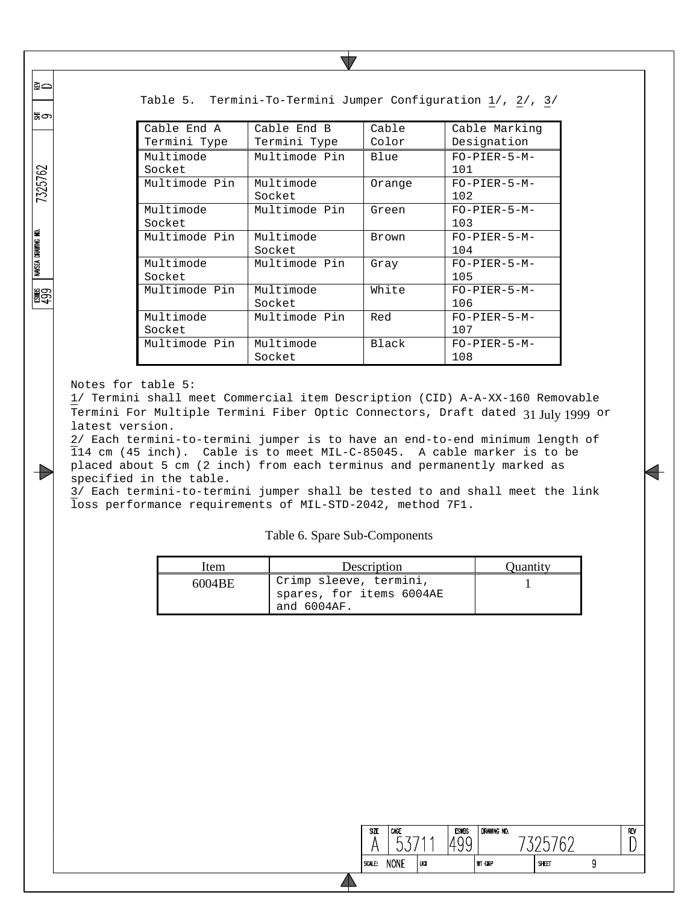Table 5. Termini-To-Termini Jumper Configuration 1/, 2/, 3/

| Cable End A Termini Type | Cable End B Termini Type | Cable Color | Cable Marking Designation |
|---|---|---|---|
| Multimode Socket | Multimode Pin | Blue | FO-PIER-5-M-101 |
| Multimode Pin | Multimode Socket | Orange | FO-PIER-5-M-102 |
| Multimode Socket | Multimode Pin | Green | FO-PIER-5-M-103 |
| Multimode Pin | Multimode Socket | Brown | FO-PIER-5-M-104 |
| Multimode Socket | Multimode Pin | Gray | FO-PIER-5-M-105 |
| Multimode Pin | Multimode Socket | White | FO-PIER-5-M-106 |
| Multimode Socket | Multimode Pin | Red | FO-PIER-5-M-107 |
| Multimode Pin | Multimode Socket | Black | FO-PIER-5-M-108 |

Notes for table 5:

1/ Termini shall meet Commercial item Description (CID) A-A-XX-160 Removable Termini For Multiple Termini Fiber Optic Connectors, Draft dated 31 July 1999 or latest version.

2/ Each termini-to-termini jumper is to have an end-to-end minimum length of 114 cm (45 inch). Cable is to meet MIL-C-85045. A cable marker is to be placed about 5 cm (2 inch) from each terminus and permanently marked as specified in the table.

3/ Each termini-to-termini jumper shall be tested to and shall meet the link loss performance requirements of MIL-STD-2042, method 7F1.

Table 6. Spare Sub-Components

| Item | Description | Quantity |
|---|---|---|
| 6004BE | Crimp sleeve, termini, spares, for items 6004AE and 6004AF. | 1 |